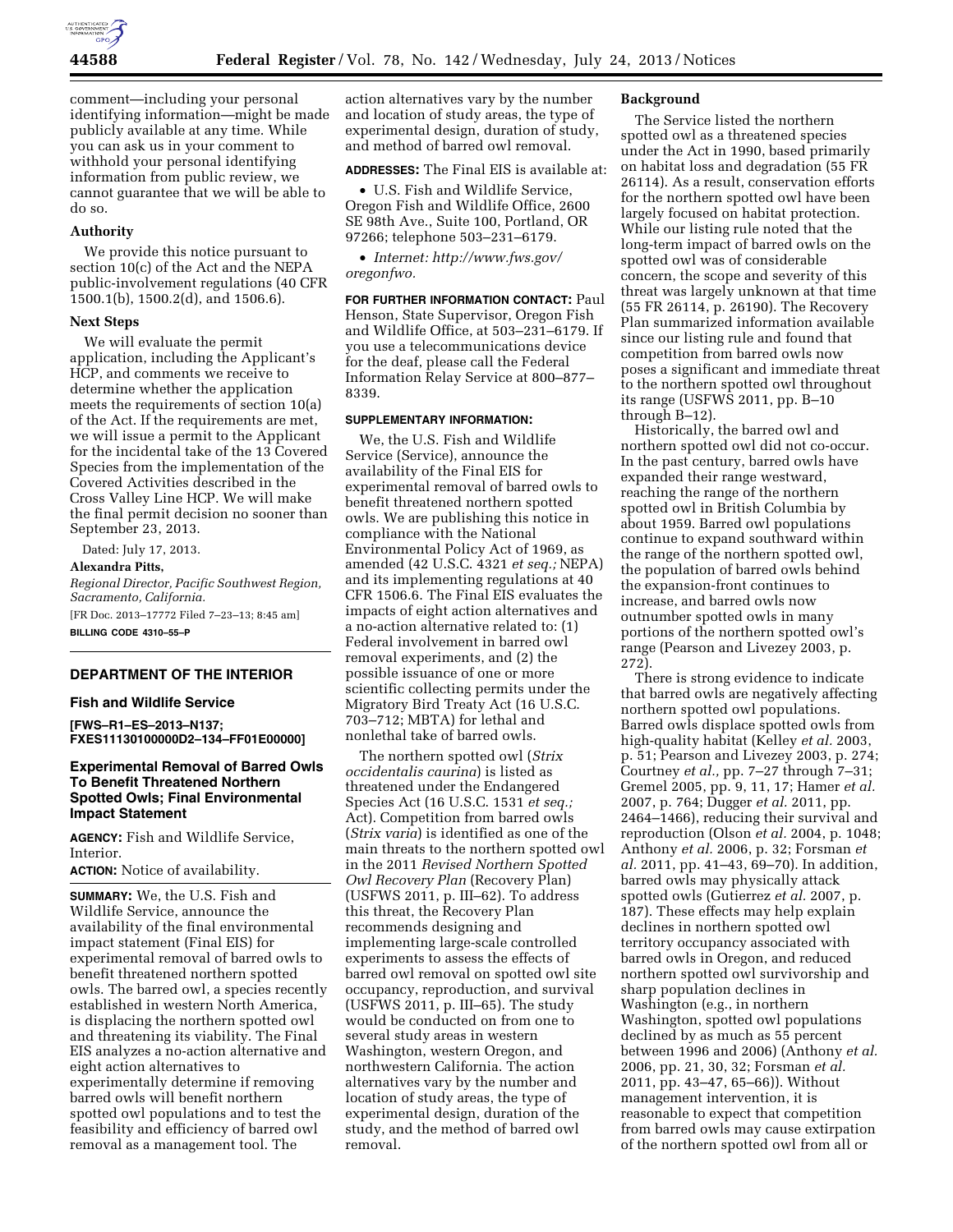comment—including your personal identifying information—might be made publicly available at any time. While you can ask us in your comment to withhold your personal identifying information from public review, we cannot guarantee that we will be able to do so.

### Authority

We provide this notice pursuant to section 10(c) of the Act and the NEPA public-involvement regulations (40 CFR 1500.1(b), 1500.2(d), and 1506.6).

### Next Steps

We will evaluate the permit application, including the Applicant's HCP, and comments we receive to determine whether the application meets the requirements of section 10(a) of the Act. If the requirements are met, we will issue a permit to the Applicant for the incidental take of the 13 Covered Species from the implementation of the Covered Activities described in the Cross Valley Line HCP. We will make the final permit decision no sooner than September 23, 2013.

Dated: July 17, 2013.

**Alexandra Pitts,**

*Regional Director, Pacific Southwest Region, Sacramento, California.*

[FR Doc. 2013–17772 Filed 7–23–13; 8:45 am]

**BILLING CODE 4310–55–P**

---

## DEPARTMENT OF THE INTERIOR

### Fish and Wildlife Service

**[FWS–R1–ES–2013–N137; FXES11130100000D2–134–FF01E00000]**

### Experimental Removal of Barred Owls To Benefit Threatened Northern Spotted Owls; Final Environmental Impact Statement

**AGENCY:** Fish and Wildlife Service, Interior.

**ACTION:** Notice of availability.

**SUMMARY:** We, the U.S. Fish and Wildlife Service, announce the availability of the final environmental impact statement (Final EIS) for experimental removal of barred owls to benefit threatened northern spotted owls. The barred owl, a species recently established in western North America, is displacing the northern spotted owl and threatening its viability. The Final EIS analyzes a no-action alternative and eight action alternatives to experimentally determine if removing barred owls will benefit northern spotted owl populations and to test the feasibility and efficiency of barred owl removal as a management tool. The action alternatives vary by the number and location of study areas, the type of experimental design, duration of study, and method of barred owl removal.

**ADDRESSES:** The Final EIS is available at:

- U.S. Fish and Wildlife Service, Oregon Fish and Wildlife Office, 2600 SE 98th Ave., Suite 100, Portland, OR 97266; telephone 503–231–6179.
- *Internet: http://www.fws.gov/oregonfwo.*

**FOR FURTHER INFORMATION CONTACT:** Paul Henson, State Supervisor, Oregon Fish and Wildlife Office, at 503–231–6179. If you use a telecommunications device for the deaf, please call the Federal Information Relay Service at 800–877–8339.

**SUPPLEMENTARY INFORMATION:**

We, the U.S. Fish and Wildlife Service (Service), announce the availability of the Final EIS for experimental removal of barred owls to benefit threatened northern spotted owls. We are publishing this notice in compliance with the National Environmental Policy Act of 1969, as amended (42 U.S.C. 4321 *et seq.;* NEPA) and its implementing regulations at 40 CFR 1506.6. The Final EIS evaluates the impacts of eight action alternatives and a no-action alternative related to: (1) Federal involvement in barred owl removal experiments, and (2) the possible issuance of one or more scientific collecting permits under the Migratory Bird Treaty Act (16 U.S.C. 703–712; MBTA) for lethal and nonlethal take of barred owls.

The northern spotted owl (*Strix occidentalis caurina*) is listed as threatened under the Endangered Species Act (16 U.S.C. 1531 *et seq.;* Act). Competition from barred owls (*Strix varia*) is identified as one of the main threats to the northern spotted owl in the 2011 *Revised Northern Spotted Owl Recovery Plan* (Recovery Plan) (USFWS 2011, p. III–62). To address this threat, the Recovery Plan recommends designing and implementing large-scale controlled experiments to assess the effects of barred owl removal on spotted owl site occupancy, reproduction, and survival (USFWS 2011, p. III–65). The study would be conducted on from one to several study areas in western Washington, western Oregon, and northwestern California. The action alternatives vary by the number and location of study areas, the type of experimental design, duration of the study, and the method of barred owl removal.

### Background

The Service listed the northern spotted owl as a threatened species under the Act in 1990, based primarily on habitat loss and degradation (55 FR 26114). As a result, conservation efforts for the northern spotted owl have been largely focused on habitat protection. While our listing rule noted that the long-term impact of barred owls on the spotted owl was of considerable concern, the scope and severity of this threat was largely unknown at that time (55 FR 26114, p. 26190). The Recovery Plan summarized information available since our listing rule and found that competition from barred owls now poses a significant and immediate threat to the northern spotted owl throughout its range (USFWS 2011, pp. B–10 through B–12).

Historically, the barred owl and northern spotted owl did not co-occur. In the past century, barred owls have expanded their range westward, reaching the range of the northern spotted owl in British Columbia by about 1959. Barred owl populations continue to expand southward within the range of the northern spotted owl, the population of barred owls behind the expansion-front continues to increase, and barred owls now outnumber spotted owls in many portions of the northern spotted owl's range (Pearson and Livezey 2003, p. 272).

There is strong evidence to indicate that barred owls are negatively affecting northern spotted owl populations. Barred owls displace spotted owls from high-quality habitat (Kelley *et al.* 2003, p. 51; Pearson and Livezey 2003, p. 274; Courtney *et al.,* pp. 7–27 through 7–31; Gremel 2005, pp. 9, 11, 17; Hamer *et al.* 2007, p. 764; Dugger *et al.* 2011, pp. 2464–1466), reducing their survival and reproduction (Olson *et al.* 2004, p. 1048; Anthony *et al.* 2006, p. 32; Forsman *et al.* 2011, pp. 41–43, 69–70). In addition, barred owls may physically attack spotted owls (Gutierrez *et al.* 2007, p. 187). These effects may help explain declines in northern spotted owl territory occupancy associated with barred owls in Oregon, and reduced northern spotted owl survivorship and sharp population declines in Washington (e.g., in northern Washington, spotted owl populations declined by as much as 55 percent between 1996 and 2006) (Anthony *et al.* 2006, pp. 21, 30, 32; Forsman *et al.* 2011, pp. 43–47, 65–66)). Without management intervention, it is reasonable to expect that competition from barred owls may cause extirpation of the northern spotted owl from all or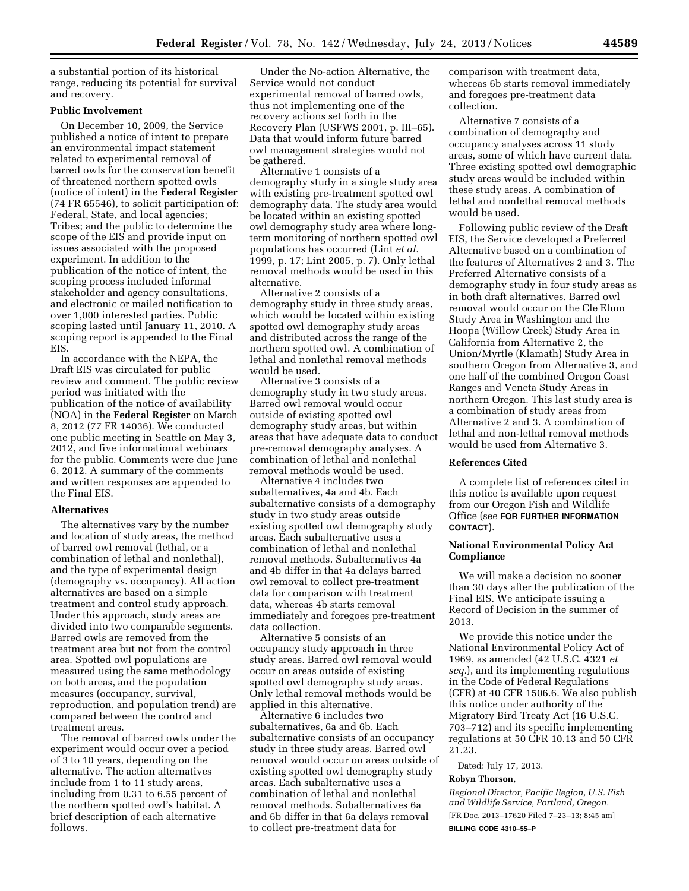a substantial portion of its historical range, reducing its potential for survival and recovery.

## Public Involvement

On December 10, 2009, the Service published a notice of intent to prepare an environmental impact statement related to experimental removal of barred owls for the conservation benefit of threatened northern spotted owls (notice of intent) in the **Federal Register** (74 FR 65546), to solicit participation of: Federal, State, and local agencies; Tribes; and the public to determine the scope of the EIS and provide input on issues associated with the proposed experiment. In addition to the publication of the notice of intent, the scoping process included informal stakeholder and agency consultations, and electronic or mailed notification to over 1,000 interested parties. Public scoping lasted until January 11, 2010. A scoping report is appended to the Final EIS.

In accordance with the NEPA, the Draft EIS was circulated for public review and comment. The public review period was initiated with the publication of the notice of availability (NOA) in the **Federal Register** on March 8, 2012 (77 FR 14036). We conducted one public meeting in Seattle on May 3, 2012, and five informational webinars for the public. Comments were due June 6, 2012. A summary of the comments and written responses are appended to the Final EIS.

## Alternatives

The alternatives vary by the number and location of study areas, the method of barred owl removal (lethal, or a combination of lethal and nonlethal), and the type of experimental design (demography vs. occupancy). All action alternatives are based on a simple treatment and control study approach. Under this approach, study areas are divided into two comparable segments. Barred owls are removed from the treatment area but not from the control area. Spotted owl populations are measured using the same methodology on both areas, and the population measures (occupancy, survival, reproduction, and population trend) are compared between the control and treatment areas.

The removal of barred owls under the experiment would occur over a period of 3 to 10 years, depending on the alternative. The action alternatives include from 1 to 11 study areas, including from 0.31 to 6.55 percent of the northern spotted owl's habitat. A brief description of each alternative follows.

Under the No-action Alternative, the Service would not conduct experimental removal of barred owls, thus not implementing one of the recovery actions set forth in the Recovery Plan (USFWS 2001, p. III–65). Data that would inform future barred owl management strategies would not be gathered.

Alternative 1 consists of a demography study in a single study area with existing pre-treatment spotted owl demography data. The study area would be located within an existing spotted owl demography study area where long-term monitoring of northern spotted owl populations has occurred (Lint *et al.* 1999, p. 17; Lint 2005, p. 7). Only lethal removal methods would be used in this alternative.

Alternative 2 consists of a demography study in three study areas, which would be located within existing spotted owl demography study areas and distributed across the range of the northern spotted owl. A combination of lethal and nonlethal removal methods would be used.

Alternative 3 consists of a demography study in two study areas. Barred owl removal would occur outside of existing spotted owl demography study areas, but within areas that have adequate data to conduct pre-removal demography analyses. A combination of lethal and nonlethal removal methods would be used.

Alternative 4 includes two subalternatives, 4a and 4b. Each subalternative consists of a demography study in two study areas outside existing spotted owl demography study areas. Each subalternative uses a combination of lethal and nonlethal removal methods. Subalternatives 4a and 4b differ in that 4a delays barred owl removal to collect pre-treatment data for comparison with treatment data, whereas 4b starts removal immediately and foregoes pre-treatment data collection.

Alternative 5 consists of an occupancy study approach in three study areas. Barred owl removal would occur on areas outside of existing spotted owl demography study areas. Only lethal removal methods would be applied in this alternative.

Alternative 6 includes two subalternatives, 6a and 6b. Each subalternative consists of an occupancy study in three study areas. Barred owl removal would occur on areas outside of existing spotted owl demography study areas. Each subalternative uses a combination of lethal and nonlethal removal methods. Subalternatives 6a and 6b differ in that 6a delays removal to collect pre-treatment data for comparison with treatment data, whereas 6b starts removal immediately and foregoes pre-treatment data collection.

Alternative 7 consists of a combination of demography and occupancy analyses across 11 study areas, some of which have current data. Three existing spotted owl demographic study areas would be included within these study areas. A combination of lethal and nonlethal removal methods would be used.

Following public review of the Draft EIS, the Service developed a Preferred Alternative based on a combination of the features of Alternatives 2 and 3. The Preferred Alternative consists of a demography study in four study areas as in both draft alternatives. Barred owl removal would occur on the Cle Elum Study Area in Washington and the Hoopa (Willow Creek) Study Area in California from Alternative 2, the Union/Myrtle (Klamath) Study Area in southern Oregon from Alternative 3, and one half of the combined Oregon Coast Ranges and Veneta Study Areas in northern Oregon. This last study area is a combination of study areas from Alternative 2 and 3. A combination of lethal and non-lethal removal methods would be used from Alternative 3.

## References Cited

A complete list of references cited in this notice is available upon request from our Oregon Fish and Wildlife Office (see **FOR FURTHER INFORMATION CONTACT**).

## National Environmental Policy Act Compliance

We will make a decision no sooner than 30 days after the publication of the Final EIS. We anticipate issuing a Record of Decision in the summer of 2013.

We provide this notice under the National Environmental Policy Act of 1969, as amended (42 U.S.C. 4321 *et seq.*), and its implementing regulations in the Code of Federal Regulations (CFR) at 40 CFR 1506.6. We also publish this notice under authority of the Migratory Bird Treaty Act (16 U.S.C. 703–712) and its specific implementing regulations at 50 CFR 10.13 and 50 CFR 21.23.

Dated: July 17, 2013.

**Robyn Thorson,**

*Regional Director, Pacific Region, U.S. Fish and Wildlife Service, Portland, Oregon.*

[FR Doc. 2013–17620 Filed 7–23–13; 8:45 am]

**BILLING CODE 4310–55–P**